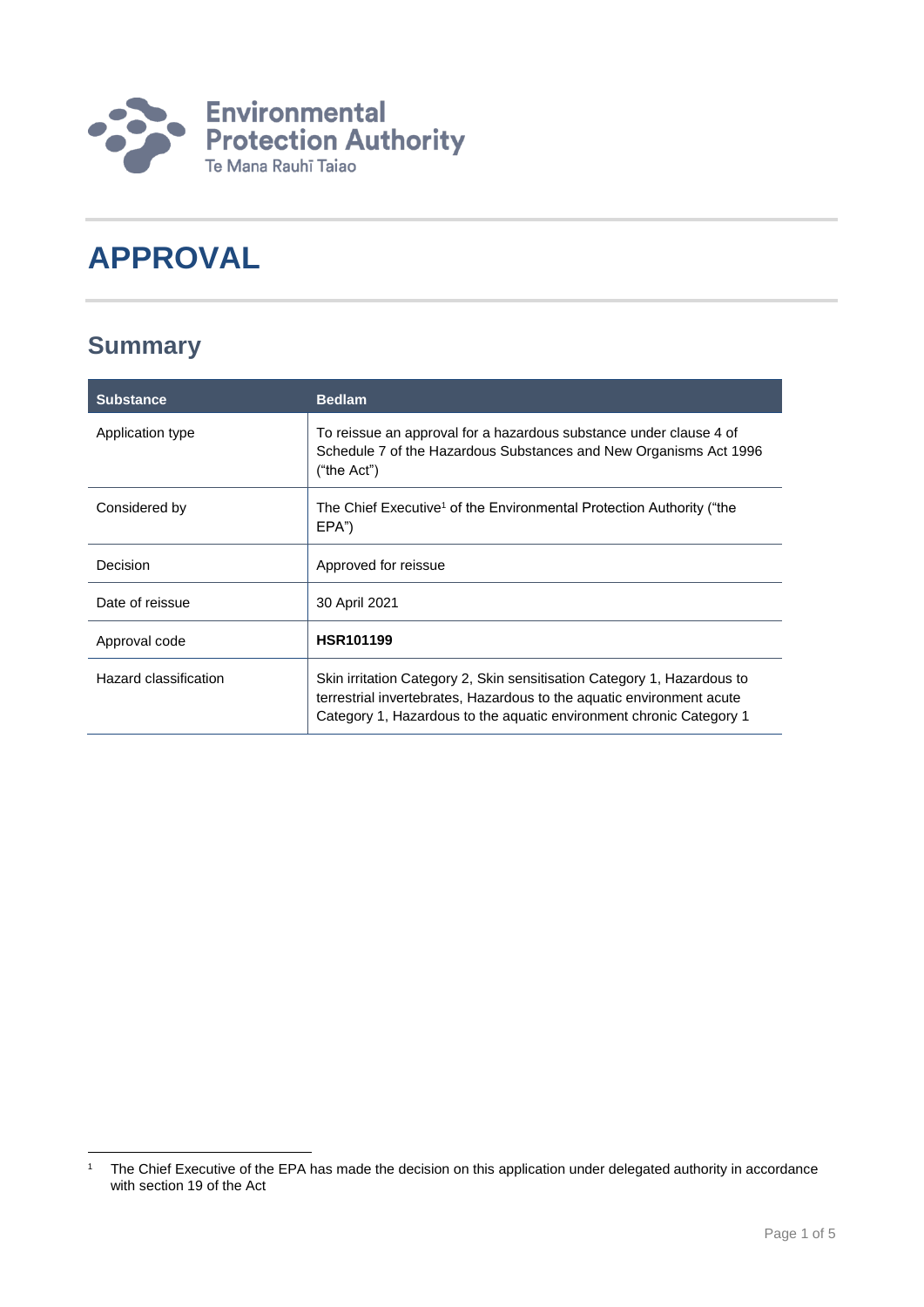Environmental Protection Authority
Te Mana Rauhī Taiao

# APPROVAL

## Summary

| Substance | Bedlam |
|---|---|
| Application type | To reissue an approval for a hazardous substance under clause 4 of Schedule 7 of the Hazardous Substances and New Organisms Act 1996 ("the Act") |
| Considered by | The Chief Executive[1] of the Environmental Protection Authority ("the EPA") |
| Decision | Approved for reissue |
| Date of reissue | 30 April 2021 |
| Approval code | **HSR101199** |
| Hazard classification | Skin irritation Category 2, Skin sensitisation Category 1, Hazardous to terrestrial invertebrates, Hazardous to the aquatic environment acute Category 1, Hazardous to the aquatic environment chronic Category 1 |

[1] The Chief Executive of the EPA has made the decision on this application under delegated authority in accordance with section 19 of the Act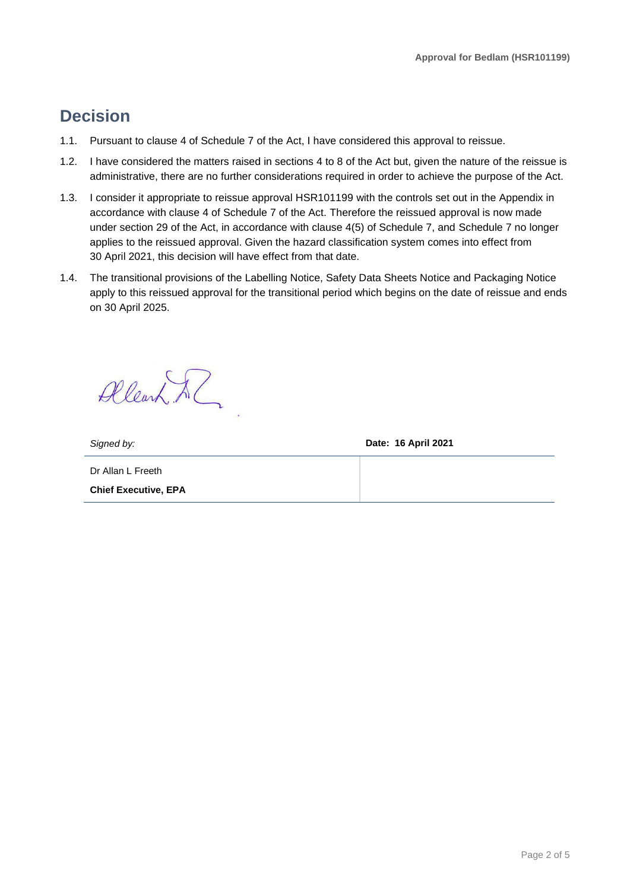# Decision

1.1. Pursuant to clause 4 of Schedule 7 of the Act, I have considered this approval to reissue.

1.2. I have considered the matters raised in sections 4 to 8 of the Act but, given the nature of the reissue is administrative, there are no further considerations required in order to achieve the purpose of the Act.

1.3. I consider it appropriate to reissue approval HSR101199 with the controls set out in the Appendix in accordance with clause 4 of Schedule 7 of the Act. Therefore the reissued approval is now made under section 29 of the Act, in accordance with clause 4(5) of Schedule 7, and Schedule 7 no longer applies to the reissued approval. Given the hazard classification system comes into effect from 30 April 2021, this decision will have effect from that date.

1.4. The transitional provisions of the Labelling Notice, Safety Data Sheets Notice and Packaging Notice apply to this reissued approval for the transitional period which begins on the date of reissue and ends on 30 April 2025.

| *Signed by:* | **Date: 16 April 2021** |
| --- | --- |
| Dr Allan L Freeth<br>**Chief Executive, EPA** | |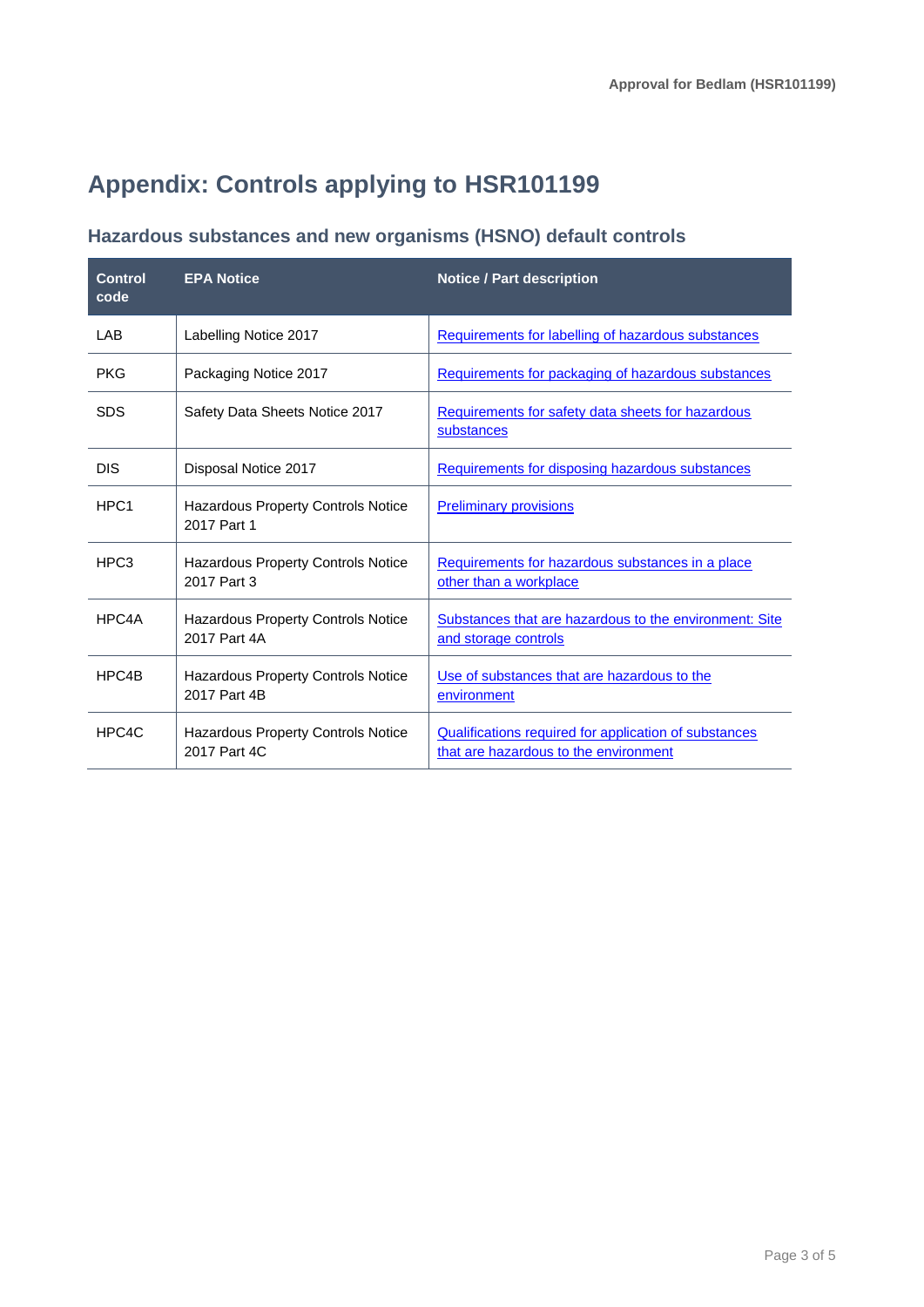# Appendix: Controls applying to HSR101199

## Hazardous substances and new organisms (HSNO) default controls

| Control code | EPA Notice | Notice / Part description |
|---|---|---|
| LAB | Labelling Notice 2017 | Requirements for labelling of hazardous substances |
| PKG | Packaging Notice 2017 | Requirements for packaging of hazardous substances |
| SDS | Safety Data Sheets Notice 2017 | Requirements for safety data sheets for hazardous substances |
| DIS | Disposal Notice 2017 | Requirements for disposing hazardous substances |
| HPC1 | Hazardous Property Controls Notice 2017 Part 1 | Preliminary provisions |
| HPC3 | Hazardous Property Controls Notice 2017 Part 3 | Requirements for hazardous substances in a place other than a workplace |
| HPC4A | Hazardous Property Controls Notice 2017 Part 4A | Substances that are hazardous to the environment: Site and storage controls |
| HPC4B | Hazardous Property Controls Notice 2017 Part 4B | Use of substances that are hazardous to the environment |
| HPC4C | Hazardous Property Controls Notice 2017 Part 4C | Qualifications required for application of substances that are hazardous to the environment |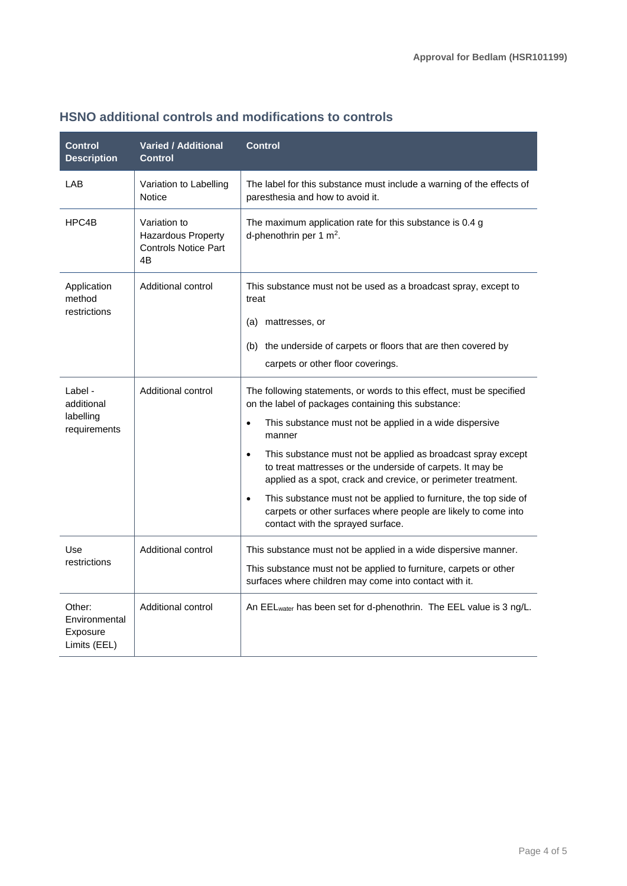## HSNO additional controls and modifications to controls

| Control Description | Varied / Additional Control | Control |
|---|---|---|
| LAB | Variation to Labelling Notice | The label for this substance must include a warning of the effects of paresthesia and how to avoid it. |
| HPC4B | Variation to Hazardous Property Controls Notice Part 4B | The maximum application rate for this substance is 0.4 g d-phenothrin per 1 $m^2$. |
| Application method restrictions | Additional control | This substance must not be used as a broadcast spray, except to treat<br>(a) mattresses, or<br>(b) the underside of carpets or floors that are then covered by carpets or other floor coverings. |
| Label - additional labelling requirements | Additional control | The following statements, or words to this effect, must be specified on the label of packages containing this substance:<br>• This substance must not be applied in a wide dispersive manner<br>• This substance must not be applied as broadcast spray except to treat mattresses or the underside of carpets. It may be applied as a spot, crack and crevice, or perimeter treatment.<br>• This substance must not be applied to furniture, the top side of carpets or other surfaces where people are likely to come into contact with the sprayed surface. |
| Use restrictions | Additional control | This substance must not be applied in a wide dispersive manner.<br>This substance must not be applied to furniture, carpets or other surfaces where children may come into contact with it. |
| Other: Environmental Exposure Limits (EEL) | Additional control | An $EEL_{water}$ has been set for d-phenothrin. The EEL value is 3 ng/L. |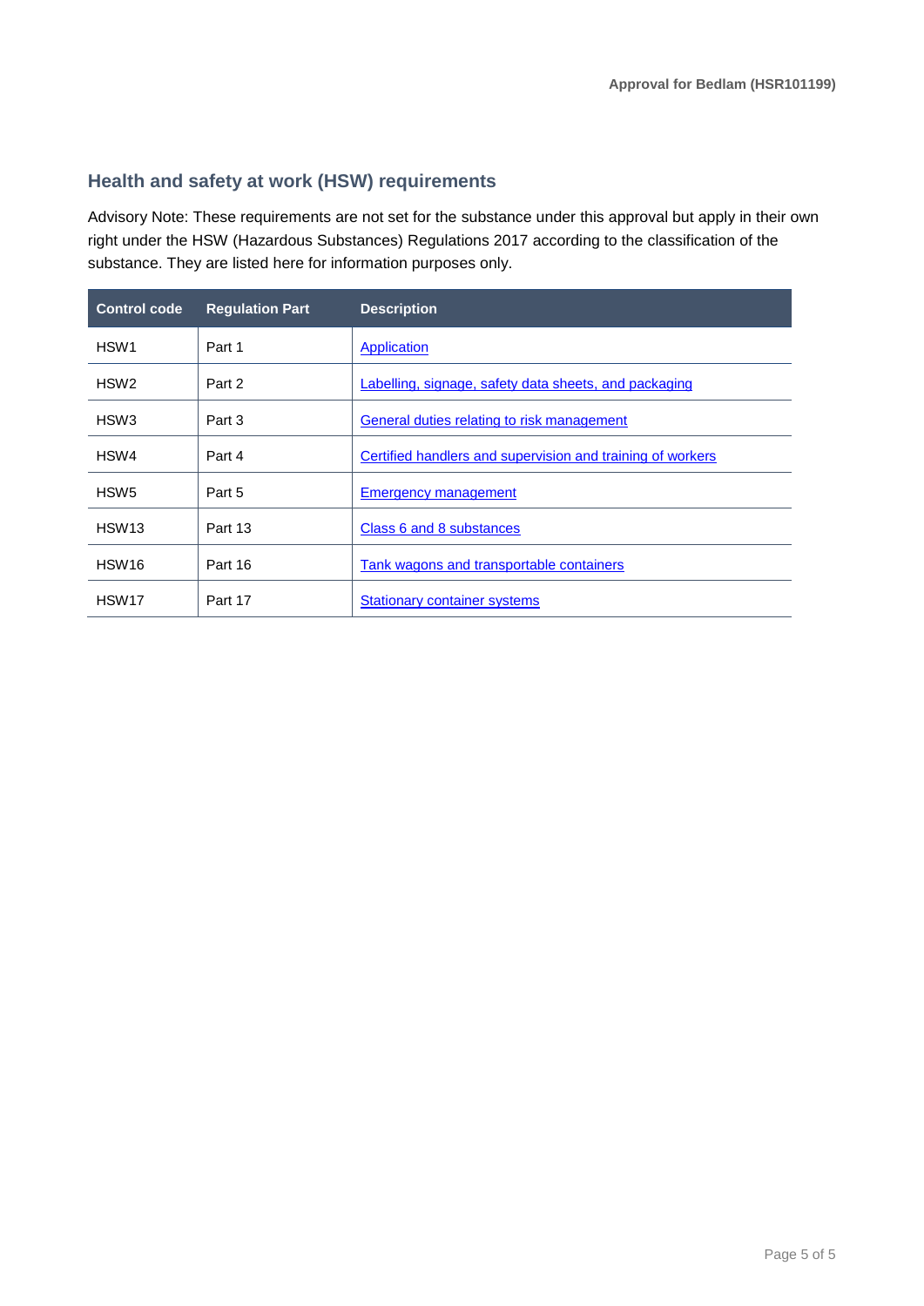## Health and safety at work (HSW) requirements

Advisory Note: These requirements are not set for the substance under this approval but apply in their own right under the HSW (Hazardous Substances) Regulations 2017 according to the classification of the substance. They are listed here for information purposes only.

| Control code | Regulation Part | Description |
|---|---|---|
| HSW1 | Part 1 | Application |
| HSW2 | Part 2 | Labelling, signage, safety data sheets, and packaging |
| HSW3 | Part 3 | General duties relating to risk management |
| HSW4 | Part 4 | Certified handlers and supervision and training of workers |
| HSW5 | Part 5 | Emergency management |
| HSW13 | Part 13 | Class 6 and 8 substances |
| HSW16 | Part 16 | Tank wagons and transportable containers |
| HSW17 | Part 17 | Stationary container systems |